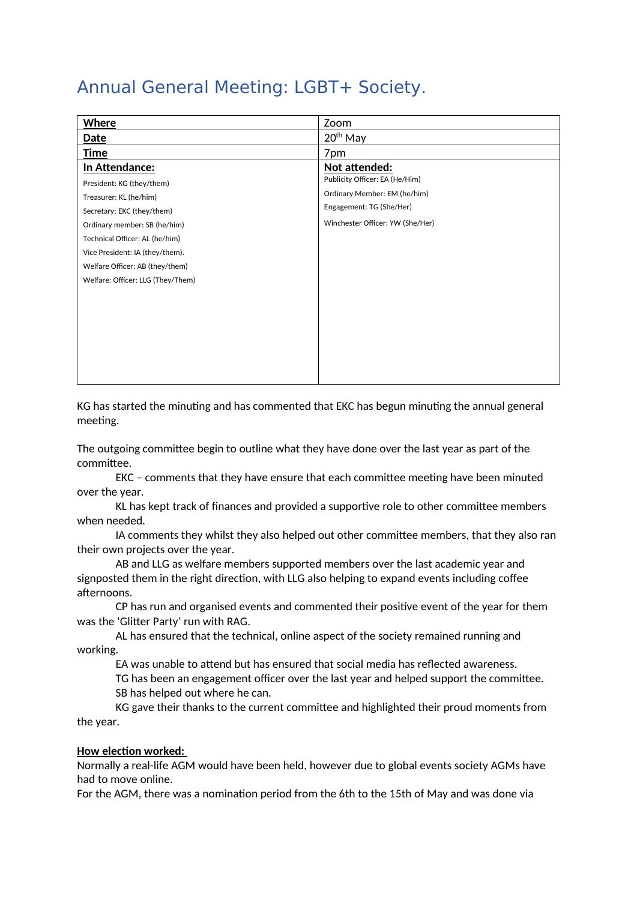# Annual General Meeting: LGBT+ Society.

| **Where** | Zoom |
|---|---|
| **Date** | 20th May |
| **Time** | 7pm |
| **In Attendance:**<br>President: KG (they/them)<br>Treasurer: KL (he/him)<br>Secretary: EKC (they/them)<br>Ordinary member: SB (he/him)<br>Technical Officer: AL (he/him)<br>Vice President: IA (they/them).<br>Welfare Officer: AB (they/them)<br>Welfare: Officer: LLG (They/Them) | **Not attended:**<br>Publicity Officer: EA (He/Him)<br>Ordinary Member: EM (he/him)<br>Engagement: TG (She/Her)<br>Winchester Officer: YW (She/Her) |

KG has started the minuting and has commented that EKC has begun minuting the annual general meeting.

The outgoing committee begin to outline what they have done over the last year as part of the committee.

EKC – comments that they have ensure that each committee meeting have been minuted over the year.

KL has kept track of finances and provided a supportive role to other committee members when needed.

IA comments they whilst they also helped out other committee members, that they also ran their own projects over the year.

AB and LLG as welfare members supported members over the last academic year and signposted them in the right direction, with LLG also helping to expand events including coffee afternoons.

CP has run and organised events and commented their positive event of the year for them was the 'Glitter Party' run with RAG.

AL has ensured that the technical, online aspect of the society remained running and working.

EA was unable to attend but has ensured that social media has reflected awareness.

TG has been an engagement officer over the last year and helped support the committee.

SB has helped out where he can.

KG gave their thanks to the current committee and highlighted their proud moments from the year.

**How election worked:**

Normally a real-life AGM would have been held, however due to global events society AGMs have had to move online.

For the AGM, there was a nomination period from the 6th to the 15th of May and was done via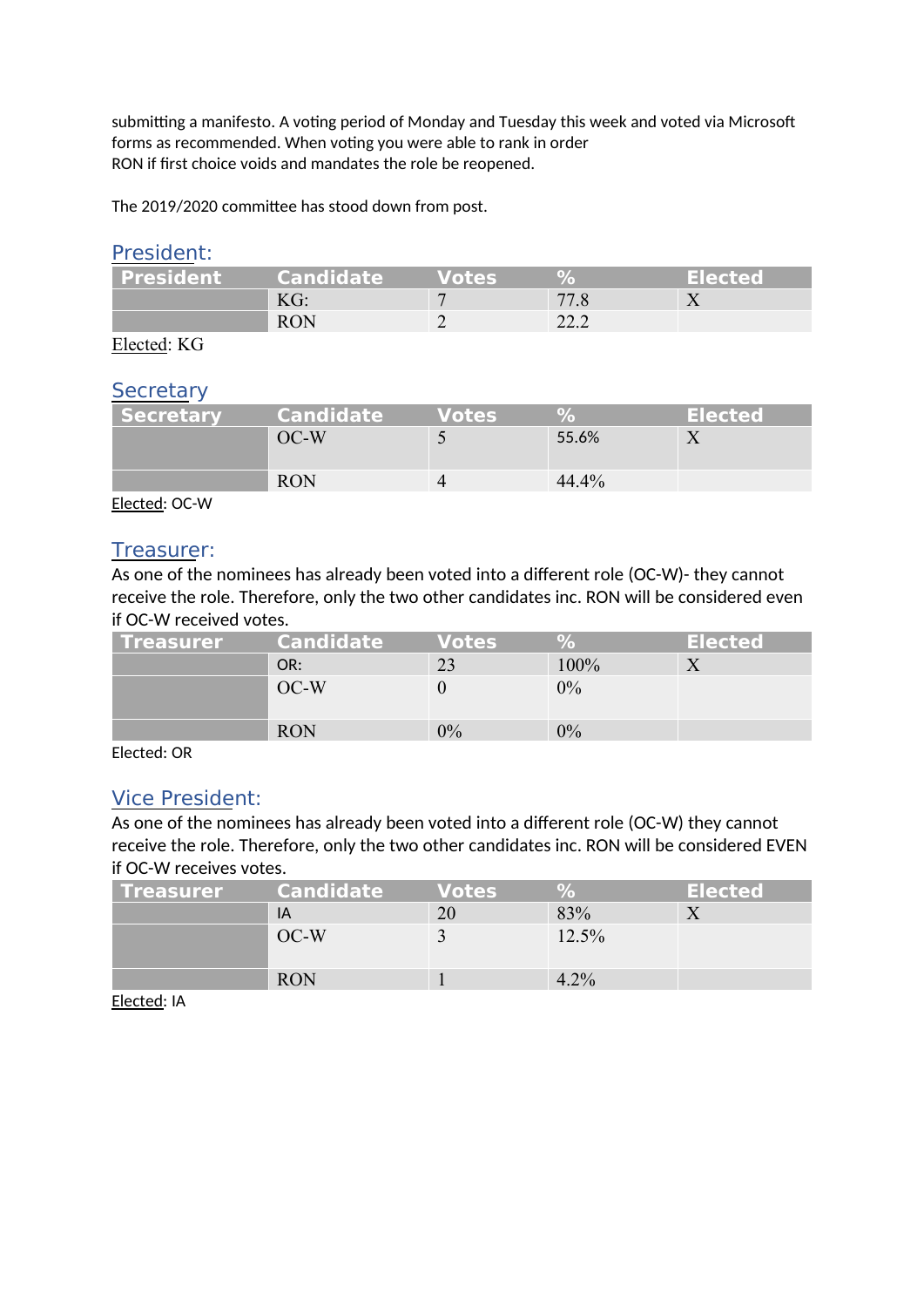submitting a manifesto. A voting period of Monday and Tuesday this week and voted via Microsoft forms as recommended. When voting you were able to rank in order
RON if first choice voids and mandates the role be reopened.

The 2019/2020 committee has stood down from post.

## President:

| President | Candidate | Votes | % | Elected |
|---|---|---|---|---|
| | KG: | 7 | 77.8 | X |
| | RON | 2 | 22.2 | |

Elected: KG

## Secretary

| Secretary | Candidate | Votes | % | Elected |
|---|---|---|---|---|
| | OC-W | 5 | 55.6% | X |
| | RON | 4 | 44.4% | |

Elected: OC-W

## Treasurer:

As one of the nominees has already been voted into a different role (OC-W)- they cannot receive the role. Therefore, only the two other candidates inc. RON will be considered even if OC-W received votes.

| Treasurer | Candidate | Votes | % | Elected |
|---|---|---|---|---|
| | OR: | 23 | 100% | X |
| | OC-W | 0 | 0% | |
| | RON | 0% | 0% | |

Elected: OR

## Vice President:

As one of the nominees has already been voted into a different role (OC-W) they cannot receive the role. Therefore, only the two other candidates inc. RON will be considered EVEN if OC-W receives votes.

| Treasurer | Candidate | Votes | % | Elected |
|---|---|---|---|---|
| | IA | 20 | 83% | X |
| | OC-W | 3 | 12.5% | |
| | RON | 1 | 4.2% | |

Elected: IA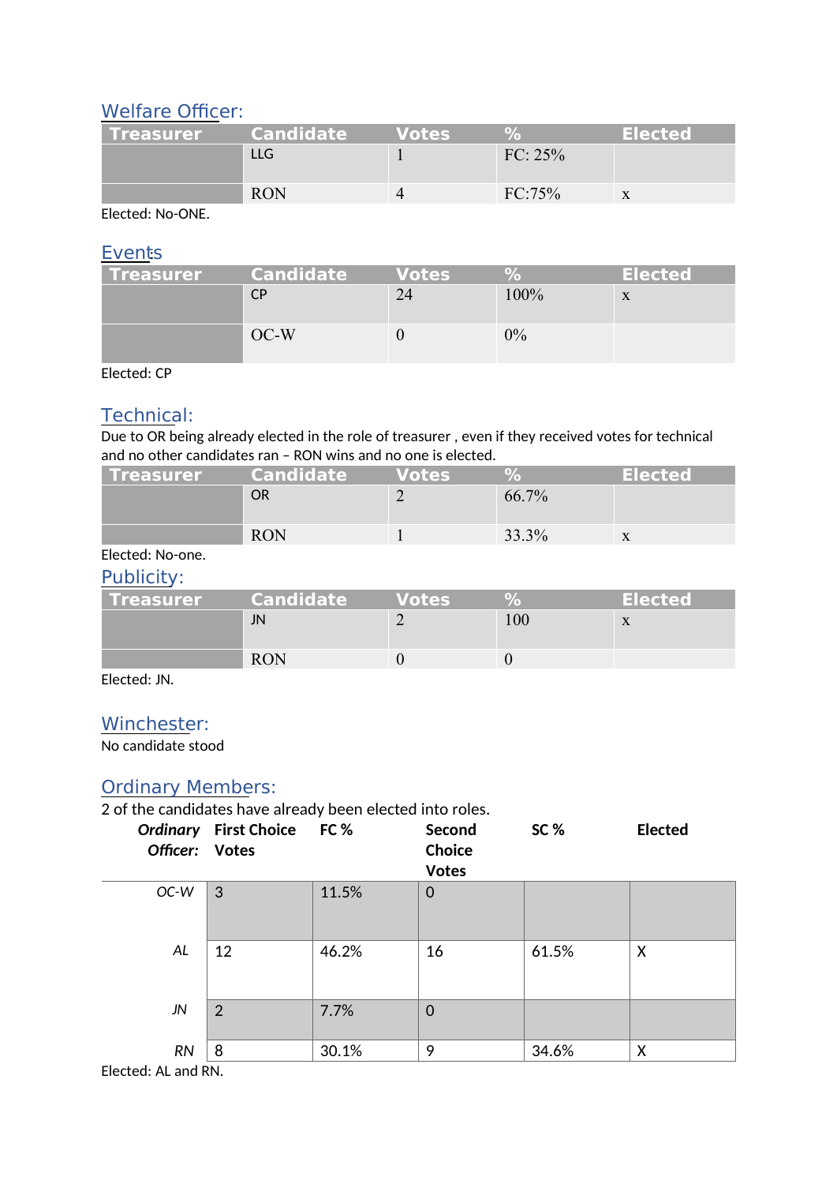## Welfare Officer:

| Treasurer | Candidate | Votes | % | Elected |
|---|---|---|---|---|
| | LLG | 1 | FC: 25% | |
| | RON | 4 | FC:75% | x |

Elected: No-ONE.

## Events

| Treasurer | Candidate | Votes | % | Elected |
|---|---|---|---|---|
| | CP | 24 | 100% | x |
| | OC-W | 0 | 0% | |

Elected: CP

## Technical:

Due to OR being already elected in the role of treasurer , even if they received votes for technical and no other candidates ran – RON wins and no one is elected.

| Treasurer | Candidate | Votes | % | Elected |
|---|---|---|---|---|
| | OR | 2 | 66.7% | |
| | RON | 1 | 33.3% | x |

Elected: No-one.

## Publicity:

| Treasurer | Candidate | Votes | % | Elected |
|---|---|---|---|---|
| | JN | 2 | 100 | x |
| | RON | 0 | 0 | |

Elected: JN.

## Winchester:

No candidate stood

## Ordinary Members:

2 of the candidates have already been elected into roles.

| *Ordinary Officer:* | First Choice Votes | FC % | Second Choice Votes | SC % | Elected |
|---|---|---|---|---|---|
| *OC-W* | 3 | 11.5% | 0 | | |
| *AL* | 12 | 46.2% | 16 | 61.5% | X |
| *JN* | 2 | 7.7% | 0 | | |
| *RN* | 8 | 30.1% | 9 | 34.6% | X |

Elected: AL and RN.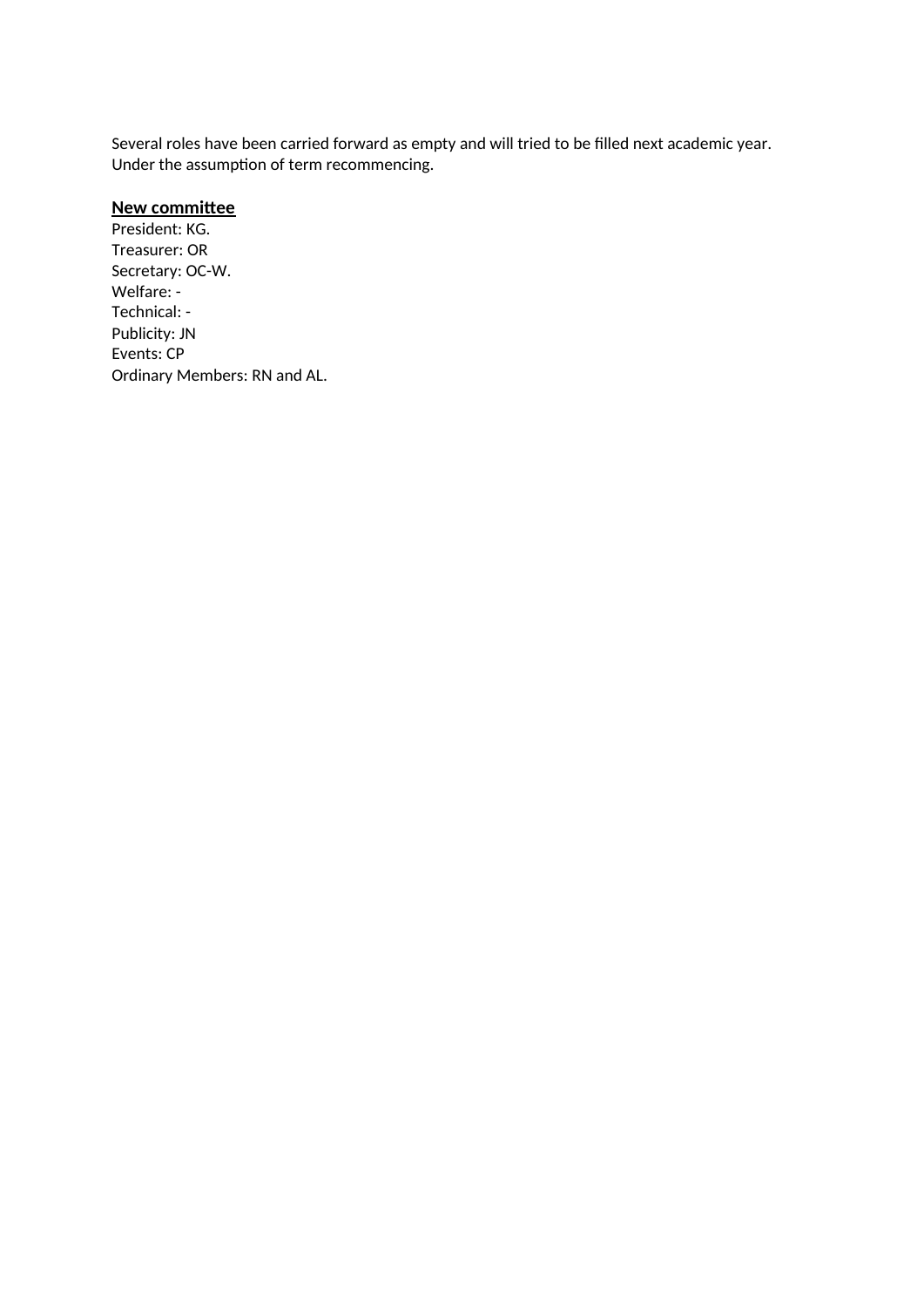Several roles have been carried forward as empty and will tried to be filled next academic year. Under the assumption of term recommencing.

**New committee**

President: KG.
Treasurer: OR
Secretary: OC-W.
Welfare: -
Technical: -
Publicity: JN
Events: CP
Ordinary Members: RN and AL.